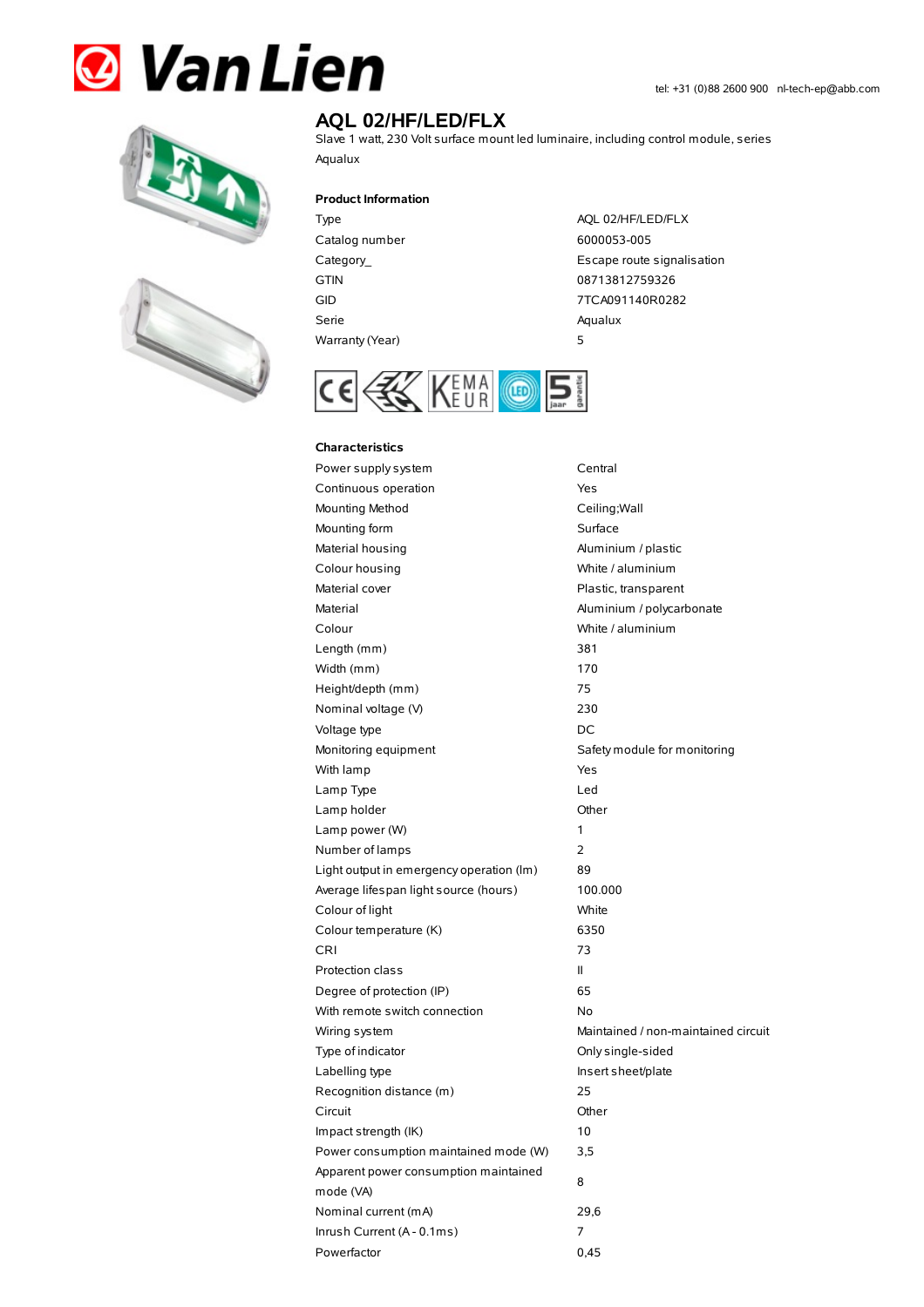Van Lien

tel: +31 (0)88 2600 900 nl-tech-ep@abb.com

# AQL 02/HF/LED/FLX

Slave 1 watt, 230 Volt surface mount led luminaire, including control module, series Aqualux

## Product Information

| | |
|---|---|
| Type | AQL 02/HF/LED/FLX |
| Catalog number | 6000053-005 |
| Category_ | Escape route signalisation |
| GTIN | 08713812759326 |
| GID | 7TCA091140R0282 |
| Serie | Aqualux |
| Warranty (Year) | 5 |

## Characteristics

| | |
|---|---|
| Power supply system | Central |
| Continuous operation | Yes |
| Mounting Method | Ceiling;Wall |
| Mounting form | Surface |
| Material housing | Aluminium / plastic |
| Colour housing | White / aluminium |
| Material cover | Plastic, transparent |
| Material | Aluminium / polycarbonate |
| Colour | White / aluminium |
| Length (mm) | 381 |
| Width (mm) | 170 |
| Height/depth (mm) | 75 |
| Nominal voltage (V) | 230 |
| Voltage type | DC |
| Monitoring equipment | Safety module for monitoring |
| With lamp | Yes |
| Lamp Type | Led |
| Lamp holder | Other |
| Lamp power (W) | 1 |
| Number of lamps | 2 |
| Light output in emergency operation (lm) | 89 |
| Average lifespan light source (hours) | 100.000 |
| Colour of light | White |
| Colour temperature (K) | 6350 |
| CRI | 73 |
| Protection class | II |
| Degree of protection (IP) | 65 |
| With remote switch connection | No |
| Wiring system | Maintained / non-maintained circuit |
| Type of indicator | Only single-sided |
| Labelling type | Insert sheet/plate |
| Recognition distance (m) | 25 |
| Circuit | Other |
| Impact strength (IK) | 10 |
| Power consumption maintained mode (W) | 3,5 |
| Apparent power consumption maintained mode (VA) | 8 |
| Nominal current (mA) | 29,6 |
| Inrush Current (A - 0.1ms) | 7 |
| Powerfactor | 0,45 |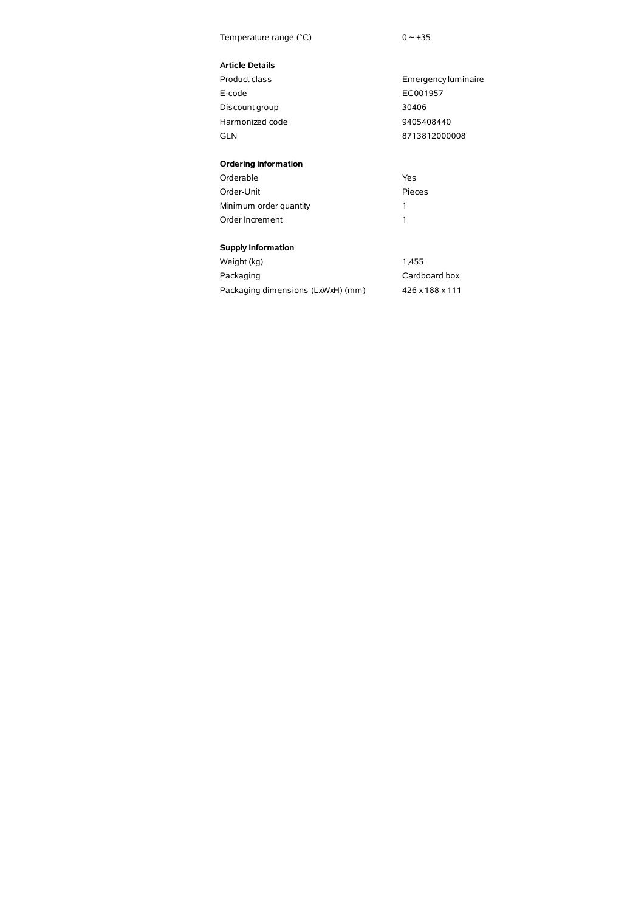| | |
|---|---|
| Temperature range (°C) | 0 ~ +35 |

### Article Details

| | |
|---|---|
| Product class | Emergency luminaire |
| E-code | EC001957 |
| Discount group | 30406 |
| Harmonized code | 9405408440 |
| GLN | 8713812000008 |

### Ordering information

| | |
|---|---|
| Orderable | Yes |
| Order-Unit | Pieces |
| Minimum order quantity | 1 |
| Order Increment | 1 |

### Supply Information

| | |
|---|---|
| Weight (kg) | 1,455 |
| Packaging | Cardboard box |
| Packaging dimensions (LxWxH) (mm) | 426 x 188 x 111 |